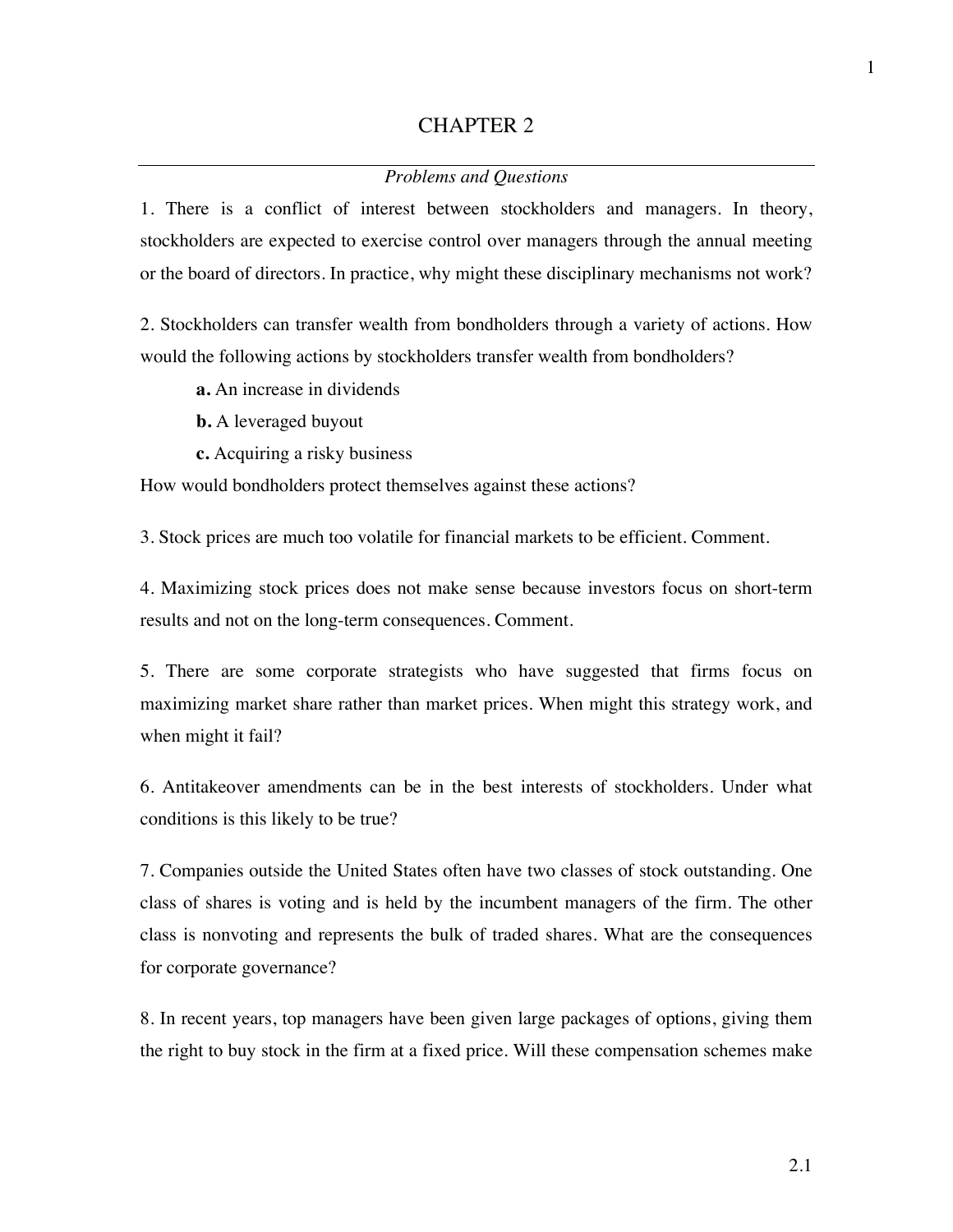# CHAPTER 2

*Problems and Questions*

1. There is a conflict of interest between stockholders and managers. In theory, stockholders are expected to exercise control over managers through the annual meeting or the board of directors. In practice, why might these disciplinary mechanisms not work?

2. Stockholders can transfer wealth from bondholders through a variety of actions. How would the following actions by stockholders transfer wealth from bondholders?

   **a.** An increase in dividends

   **b.** A leveraged buyout

   **c.** Acquiring a risky business

How would bondholders protect themselves against these actions?

3. Stock prices are much too volatile for financial markets to be efficient. Comment.

4. Maximizing stock prices does not make sense because investors focus on short-term results and not on the long-term consequences. Comment.

5. There are some corporate strategists who have suggested that firms focus on maximizing market share rather than market prices. When might this strategy work, and when might it fail?

6. Antitakeover amendments can be in the best interests of stockholders. Under what conditions is this likely to be true?

7. Companies outside the United States often have two classes of stock outstanding. One class of shares is voting and is held by the incumbent managers of the firm. The other class is nonvoting and represents the bulk of traded shares. What are the consequences for corporate governance?

8. In recent years, top managers have been given large packages of options, giving them the right to buy stock in the firm at a fixed price. Will these compensation schemes make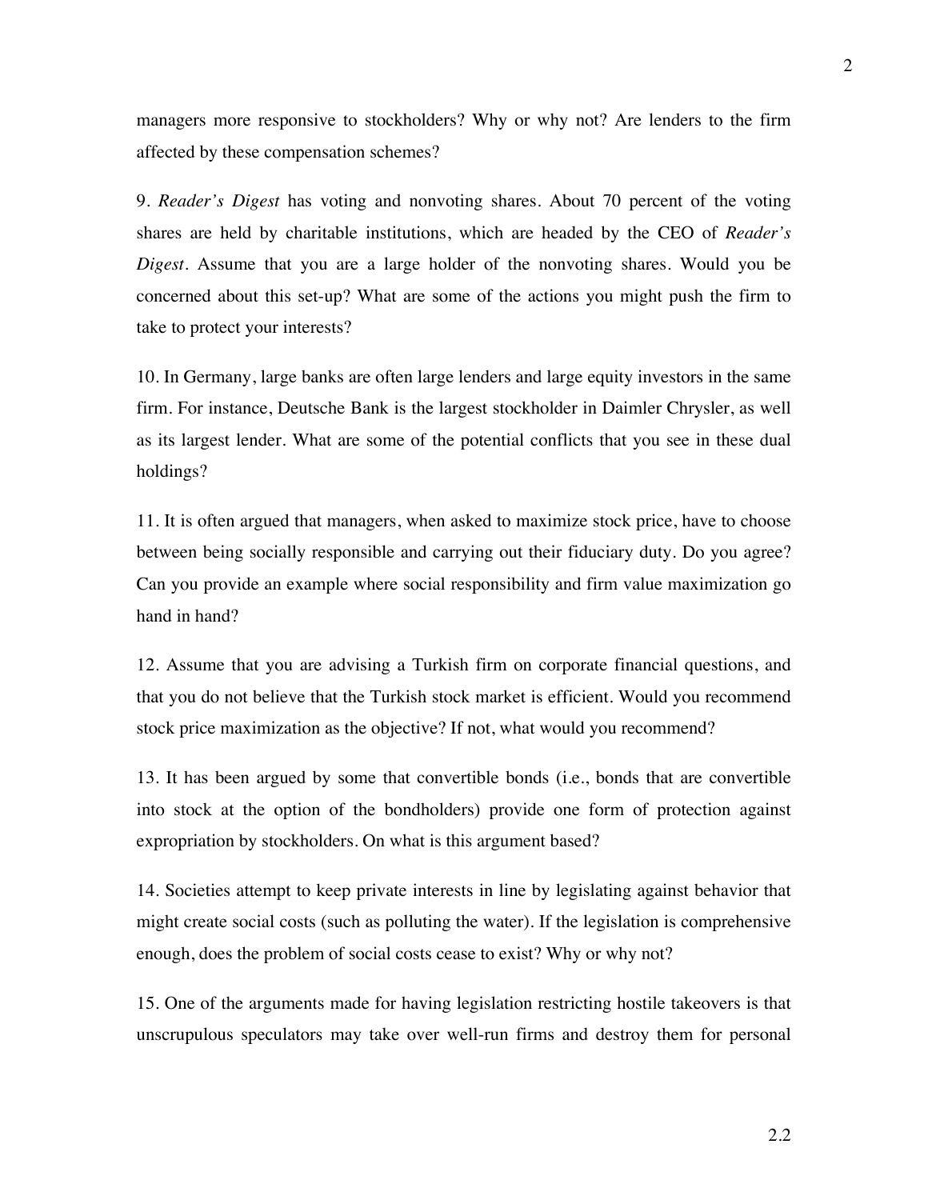managers more responsive to stockholders? Why or why not? Are lenders to the firm affected by these compensation schemes?

9. *Reader's Digest* has voting and nonvoting shares. About 70 percent of the voting shares are held by charitable institutions, which are headed by the CEO of *Reader's Digest*. Assume that you are a large holder of the nonvoting shares. Would you be concerned about this set-up? What are some of the actions you might push the firm to take to protect your interests?

10. In Germany, large banks are often large lenders and large equity investors in the same firm. For instance, Deutsche Bank is the largest stockholder in Daimler Chrysler, as well as its largest lender. What are some of the potential conflicts that you see in these dual holdings?

11. It is often argued that managers, when asked to maximize stock price, have to choose between being socially responsible and carrying out their fiduciary duty. Do you agree? Can you provide an example where social responsibility and firm value maximization go hand in hand?

12. Assume that you are advising a Turkish firm on corporate financial questions, and that you do not believe that the Turkish stock market is efficient. Would you recommend stock price maximization as the objective? If not, what would you recommend?

13. It has been argued by some that convertible bonds (i.e., bonds that are convertible into stock at the option of the bondholders) provide one form of protection against expropriation by stockholders. On what is this argument based?

14. Societies attempt to keep private interests in line by legislating against behavior that might create social costs (such as polluting the water). If the legislation is comprehensive enough, does the problem of social costs cease to exist? Why or why not?

15. One of the arguments made for having legislation restricting hostile takeovers is that unscrupulous speculators may take over well-run firms and destroy them for personal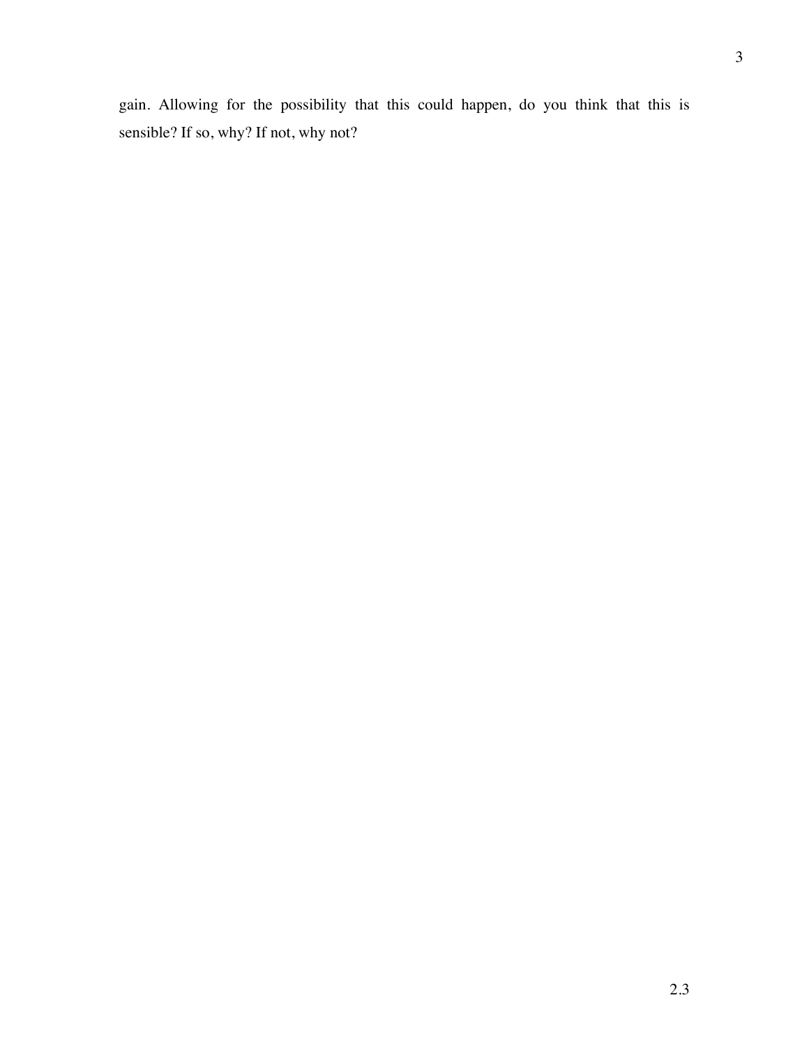gain. Allowing for the possibility that this could happen, do you think that this is sensible? If so, why? If not, why not?